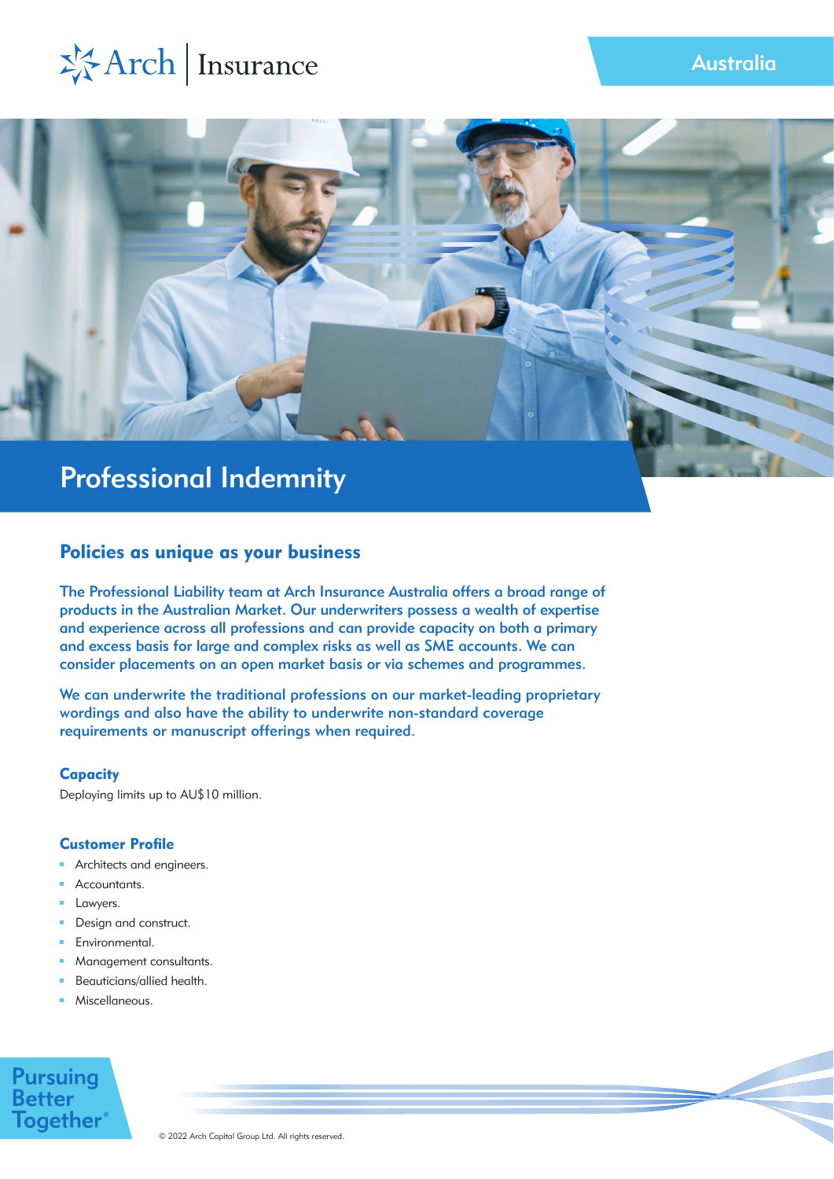Arch | Insurance

Australia

# Professional Indemnity

## Policies as unique as your business

The Professional Liability team at Arch Insurance Australia offers a broad range of products in the Australian Market. Our underwriters possess a wealth of expertise and experience across all professions and can provide capacity on both a primary and excess basis for large and complex risks as well as SME accounts. We can consider placements on an open market basis or via schemes and programmes.

We can underwrite the traditional professions on our market-leading proprietary wordings and also have the ability to underwrite non-standard coverage requirements or manuscript offerings when required.

### Capacity

Deploying limits up to AU$10 million.

### Customer Profile

- Architects and engineers.
- Accountants.
- Lawyers.
- Design and construct.
- Environmental.
- Management consultants.
- Beauticians/allied health.
- Miscellaneous.

Pursuing Better Together®

© 2022 Arch Capital Group Ltd. All rights reserved.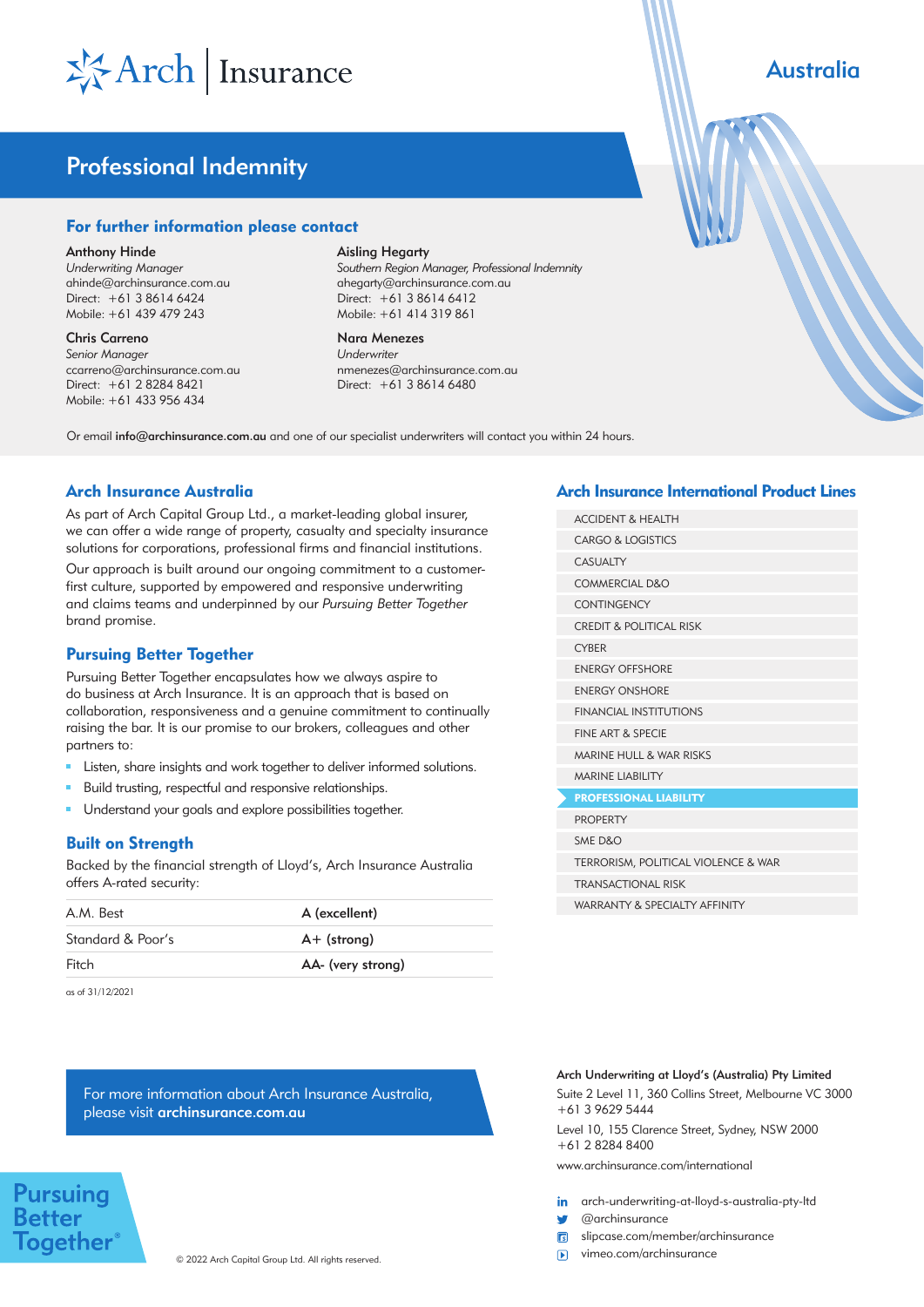Arch | Insurance

Australia

# Professional Indemnity

## For further information please contact

**Anthony Hinde**
*Underwriting Manager*
ahinde@archinsurance.com.au
Direct: +61 3 8614 6424
Mobile: +61 439 479 243

**Chris Carreno**
*Senior Manager*
ccarreno@archinsurance.com.au
Direct: +61 2 8284 8421
Mobile: +61 433 956 434

**Aisling Hegarty**
*Southern Region Manager, Professional Indemnity*
ahegarty@archinsurance.com.au
Direct: +61 3 8614 6412
Mobile: +61 414 319 861

**Nara Menezes**
*Underwriter*
nmenezes@archinsurance.com.au
Direct: +61 3 8614 6480

Or email **info@archinsurance.com.au** and one of our specialist underwriters will contact you within 24 hours.

## Arch Insurance Australia

As part of Arch Capital Group Ltd., a market-leading global insurer, we can offer a wide range of property, casualty and specialty insurance solutions for corporations, professional firms and financial institutions.

Our approach is built around our ongoing commitment to a customer-first culture, supported by empowered and responsive underwriting and claims teams and underpinned by our *Pursuing Better Together* brand promise.

## Pursuing Better Together

Pursuing Better Together encapsulates how we always aspire to do business at Arch Insurance. It is an approach that is based on collaboration, responsiveness and a genuine commitment to continually raising the bar. It is our promise to our brokers, colleagues and other partners to:

- Listen, share insights and work together to deliver informed solutions.
- Build trusting, respectful and responsive relationships.
- Understand your goals and explore possibilities together.

## Built on Strength

Backed by the financial strength of Lloyd's, Arch Insurance Australia offers A-rated security:

| | |
|---|---|
| A.M. Best | **A (excellent)** |
| Standard & Poor's | **A+ (strong)** |
| Fitch | **AA- (very strong)** |

as of 31/12/2021

## Arch Insurance International Product Lines

- ACCIDENT & HEALTH
- CARGO & LOGISTICS
- CASUALTY
- COMMERCIAL D&O
- CONTINGENCY
- CREDIT & POLITICAL RISK
- CYBER
- ENERGY OFFSHORE
- ENERGY ONSHORE
- FINANCIAL INSTITUTIONS
- FINE ART & SPECIE
- MARINE HULL & WAR RISKS
- MARINE LIABILITY
- **PROFESSIONAL LIABILITY**
- PROPERTY
- SME D&O
- TERRORISM, POLITICAL VIOLENCE & WAR
- TRANSACTIONAL RISK
- WARRANTY & SPECIALTY AFFINITY

For more information about Arch Insurance Australia, please visit **archinsurance.com.au**

**Arch Underwriting at Lloyd's (Australia) Pty Limited**
Suite 2 Level 11, 360 Collins Street, Melbourne VC 3000
+61 3 9629 5444

Level 10, 155 Clarence Street, Sydney, NSW 2000
+61 2 8284 8400

www.archinsurance.com/international

arch-underwriting-at-lloyd-s-australia-pty-ltd
@archinsurance
slipcase.com/member/archinsurance
vimeo.com/archinsurance

Pursuing Better Together®

© 2022 Arch Capital Group Ltd. All rights reserved.